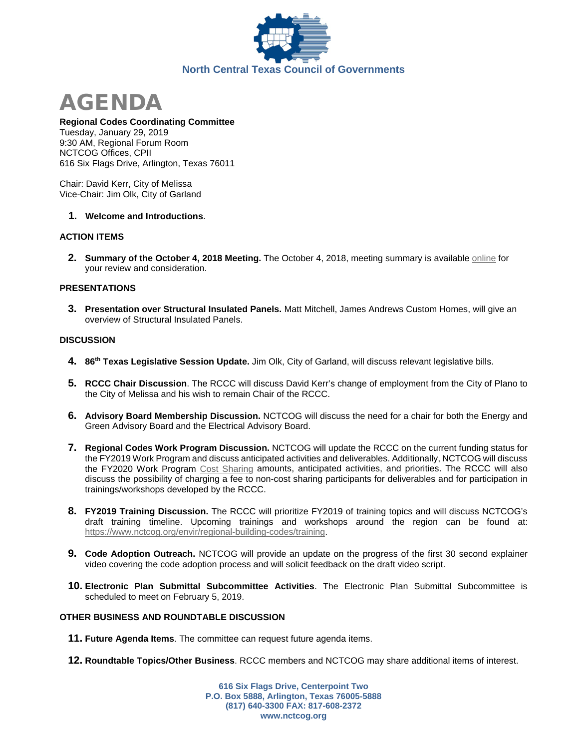North Central Texas Council of Governments

# AGENDA

**Regional Codes Coordinating Committee**
Tuesday, January 29, 2019
9:30 AM, Regional Forum Room
NCTCOG Offices, CPII
616 Six Flags Drive, Arlington, Texas 76011

Chair: David Kerr, City of Melissa
Vice-Chair: Jim Olk, City of Garland

1. **Welcome and Introductions**.

### ACTION ITEMS

2. **Summary of the October 4, 2018 Meeting.** The October 4, 2018, meeting summary is available online for your review and consideration.

### PRESENTATIONS

3. **Presentation over Structural Insulated Panels.** Matt Mitchell, James Andrews Custom Homes, will give an overview of Structural Insulated Panels.

### DISCUSSION

4. **86th Texas Legislative Session Update.** Jim Olk, City of Garland, will discuss relevant legislative bills.

5. **RCCC Chair Discussion**. The RCCC will discuss David Kerr's change of employment from the City of Plano to the City of Melissa and his wish to remain Chair of the RCCC.

6. **Advisory Board Membership Discussion.** NCTCOG will discuss the need for a chair for both the Energy and Green Advisory Board and the Electrical Advisory Board.

7. **Regional Codes Work Program Discussion.** NCTCOG will update the RCCC on the current funding status for the FY2019 Work Program and discuss anticipated activities and deliverables. Additionally, NCTCOG will discuss the FY2020 Work Program Cost Sharing amounts, anticipated activities, and priorities. The RCCC will also discuss the possibility of charging a fee to non-cost sharing participants for deliverables and for participation in trainings/workshops developed by the RCCC.

8. **FY2019 Training Discussion.** The RCCC will prioritize FY2019 of training topics and will discuss NCTCOG's draft training timeline. Upcoming trainings and workshops around the region can be found at: https://www.nctcog.org/envir/regional-building-codes/training.

9. **Code Adoption Outreach.** NCTCOG will provide an update on the progress of the first 30 second explainer video covering the code adoption process and will solicit feedback on the draft video script.

10. **Electronic Plan Submittal Subcommittee Activities**. The Electronic Plan Submittal Subcommittee is scheduled to meet on February 5, 2019.

### OTHER BUSINESS AND ROUNDTABLE DISCUSSION

11. **Future Agenda Items**. The committee can request future agenda items.

12. **Roundtable Topics/Other Business**. RCCC members and NCTCOG may share additional items of interest.

616 Six Flags Drive, Centerpoint Two
P.O. Box 5888, Arlington, Texas 76005-5888
(817) 640-3300 FAX: 817-608-2372
www.nctcog.org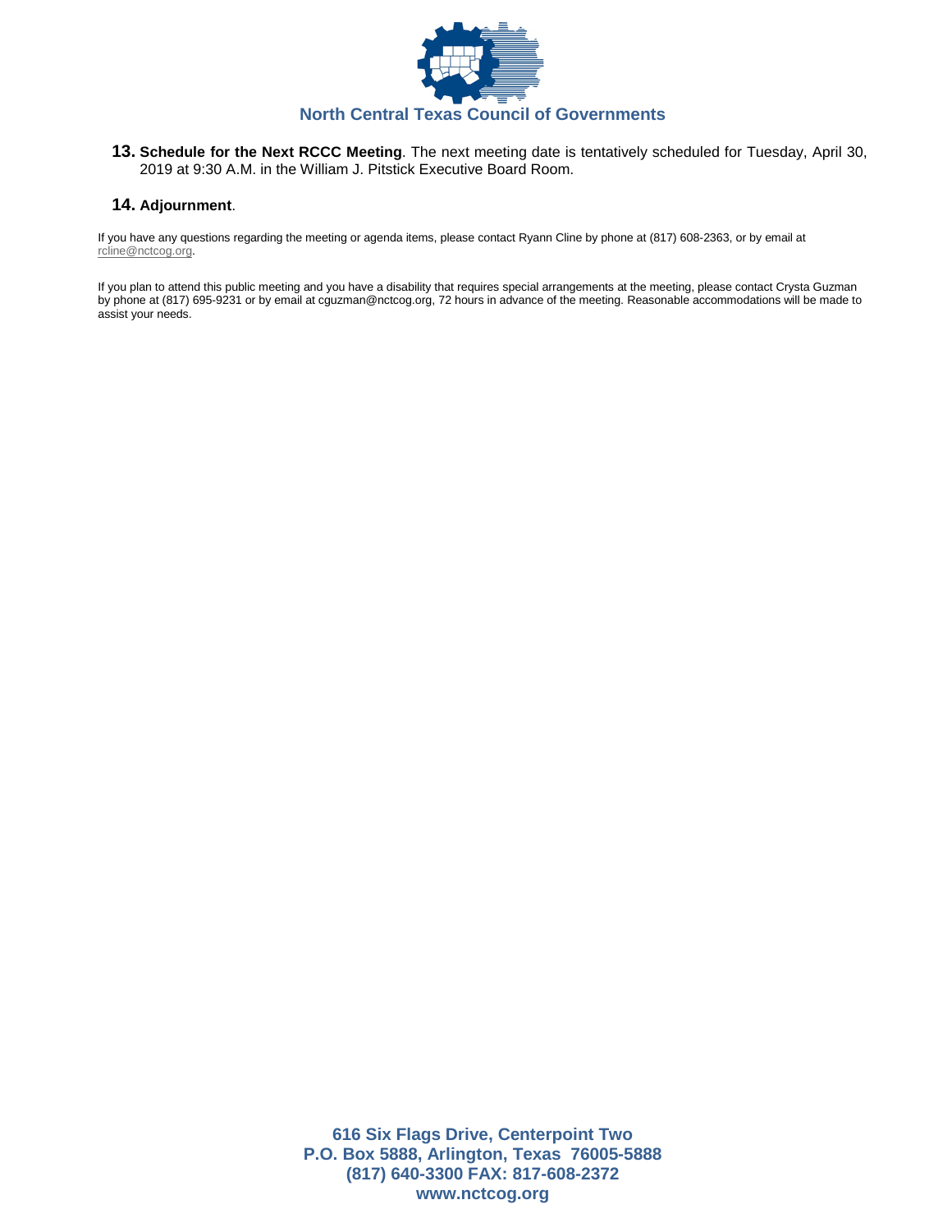**North Central Texas Council of Governments**

13. **Schedule for the Next RCCC Meeting**. The next meeting date is tentatively scheduled for Tuesday, April 30, 2019 at 9:30 A.M. in the William J. Pitstick Executive Board Room.

14. **Adjournment**.

If you have any questions regarding the meeting or agenda items, please contact Ryann Cline by phone at (817) 608-2363, or by email at rcline@nctcog.org.

If you plan to attend this public meeting and you have a disability that requires special arrangements at the meeting, please contact Crysta Guzman by phone at (817) 695-9231 or by email at cguzman@nctcog.org, 72 hours in advance of the meeting. Reasonable accommodations will be made to assist your needs.

**616 Six Flags Drive, Centerpoint Two**
**P.O. Box 5888, Arlington, Texas 76005-5888**
**(817) 640-3300 FAX: 817-608-2372**
**www.nctcog.org**